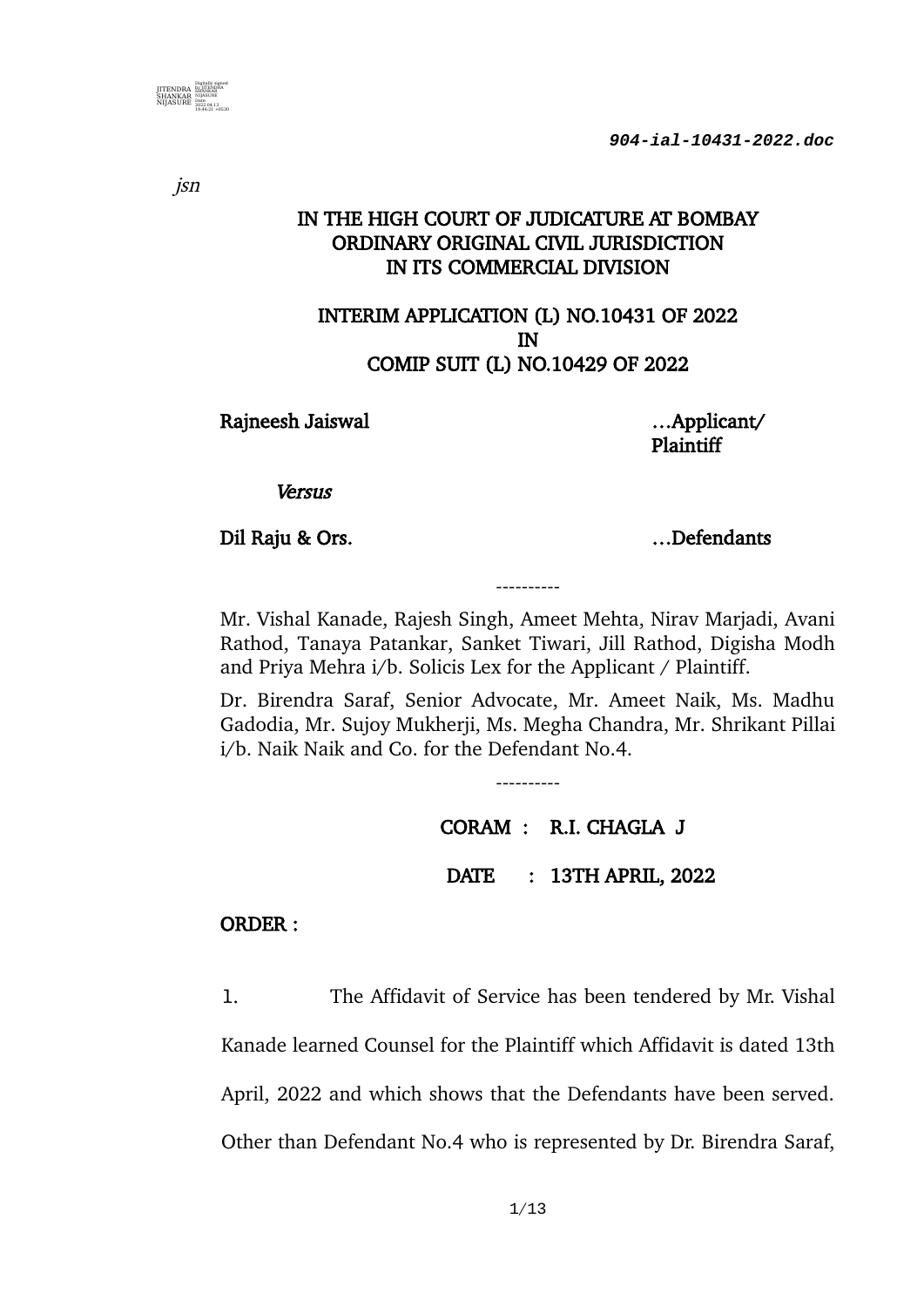jsn

# IN THE HIGH COURT OF JUDICATURE AT BOMBAY
## ORDINARY ORIGINAL CIVIL JURISDICTION
## IN ITS COMMERCIAL DIVISION

**INTERIM APPLICATION (L) NO.10431 OF 2022**
**IN**
**COMIP SUIT (L) NO.10429 OF 2022**

**Rajneesh Jaiswal** …**Applicant/ Plaintiff**

*Versus*

**Dil Raju & Ors.** …**Defendants**

----------

Mr. Vishal Kanade, Rajesh Singh, Ameet Mehta, Nirav Marjadi, Avani Rathod, Tanaya Patankar, Sanket Tiwari, Jill Rathod, Digisha Modh and Priya Mehra i/b. Solicis Lex for the Applicant / Plaintiff.

Dr. Birendra Saraf, Senior Advocate, Mr. Ameet Naik, Ms. Madhu Gadodia, Mr. Sujoy Mukherji, Ms. Megha Chandra, Mr. Shrikant Pillai i/b. Naik Naik and Co. for the Defendant No.4.

----------

**CORAM : R.I. CHAGLA J**

**DATE : 13TH APRIL, 2022**

**ORDER :**

1. The Affidavit of Service has been tendered by Mr. Vishal Kanade learned Counsel for the Plaintiff which Affidavit is dated 13th April, 2022 and which shows that the Defendants have been served. Other than Defendant No.4 who is represented by Dr. Birendra Saraf,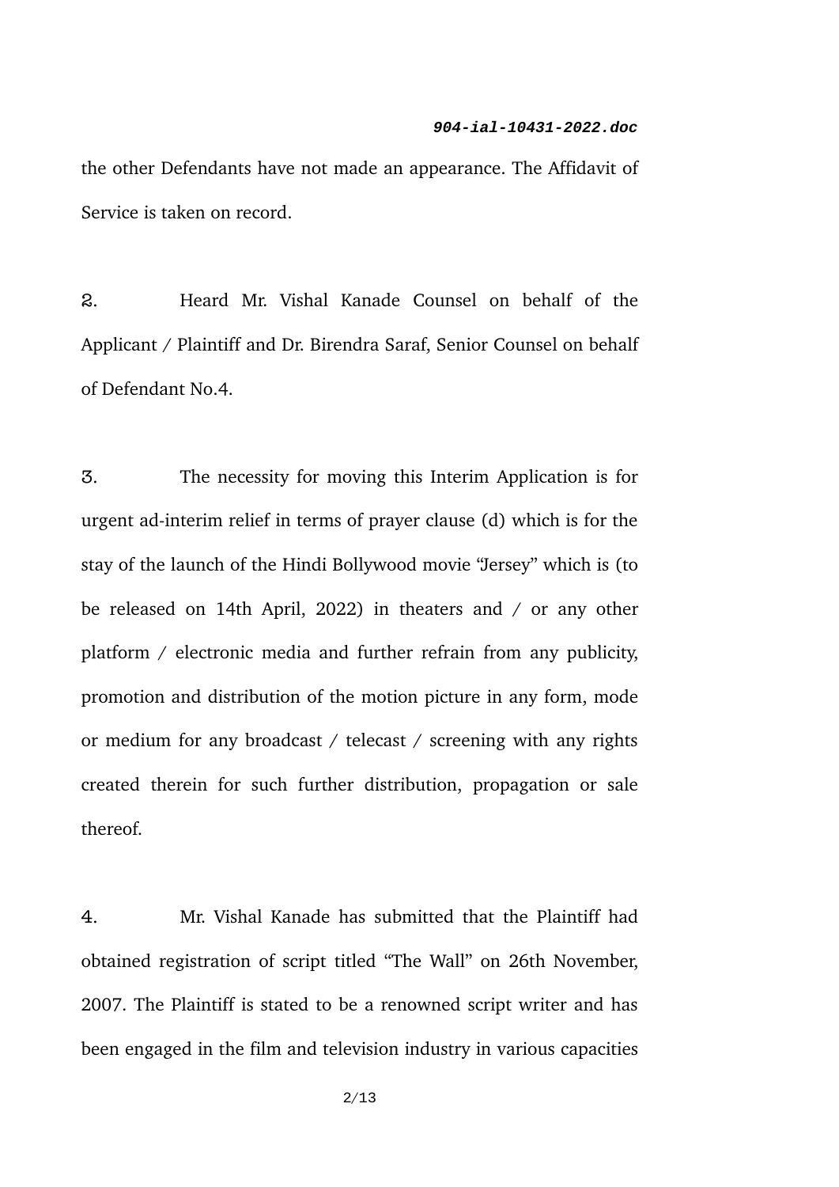the other Defendants have not made an appearance. The Affidavit of Service is taken on record.

2. Heard Mr. Vishal Kanade Counsel on behalf of the Applicant / Plaintiff and Dr. Birendra Saraf, Senior Counsel on behalf of Defendant No.4.

3. The necessity for moving this Interim Application is for urgent ad-interim relief in terms of prayer clause (d) which is for the stay of the launch of the Hindi Bollywood movie "Jersey" which is (to be released on 14th April, 2022) in theaters and / or any other platform / electronic media and further refrain from any publicity, promotion and distribution of the motion picture in any form, mode or medium for any broadcast / telecast / screening with any rights created therein for such further distribution, propagation or sale thereof.

4. Mr. Vishal Kanade has submitted that the Plaintiff had obtained registration of script titled "The Wall" on 26th November, 2007. The Plaintiff is stated to be a renowned script writer and has been engaged in the film and television industry in various capacities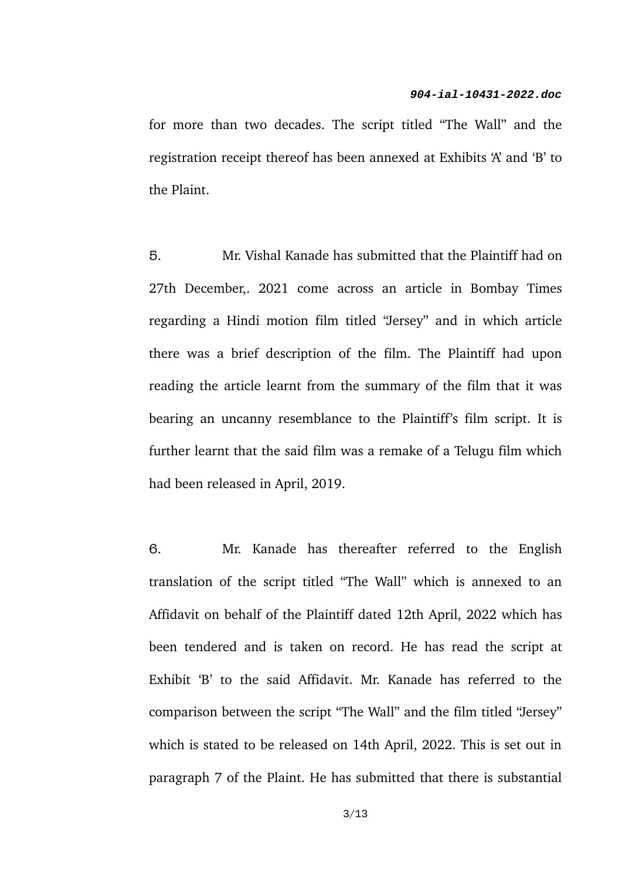for more than two decades. The script titled "The Wall" and the registration receipt thereof has been annexed at Exhibits 'A' and 'B' to the Plaint.

5. Mr. Vishal Kanade has submitted that the Plaintiff had on 27th December,. 2021 come across an article in Bombay Times regarding a Hindi motion film titled "Jersey" and in which article there was a brief description of the film. The Plaintiff had upon reading the article learnt from the summary of the film that it was bearing an uncanny resemblance to the Plaintiff's film script. It is further learnt that the said film was a remake of a Telugu film which had been released in April, 2019.

6. Mr. Kanade has thereafter referred to the English translation of the script titled "The Wall" which is annexed to an Affidavit on behalf of the Plaintiff dated 12th April, 2022 which has been tendered and is taken on record. He has read the script at Exhibit 'B' to the said Affidavit. Mr. Kanade has referred to the comparison between the script "The Wall" and the film titled "Jersey" which is stated to be released on 14th April, 2022. This is set out in paragraph 7 of the Plaint. He has submitted that there is substantial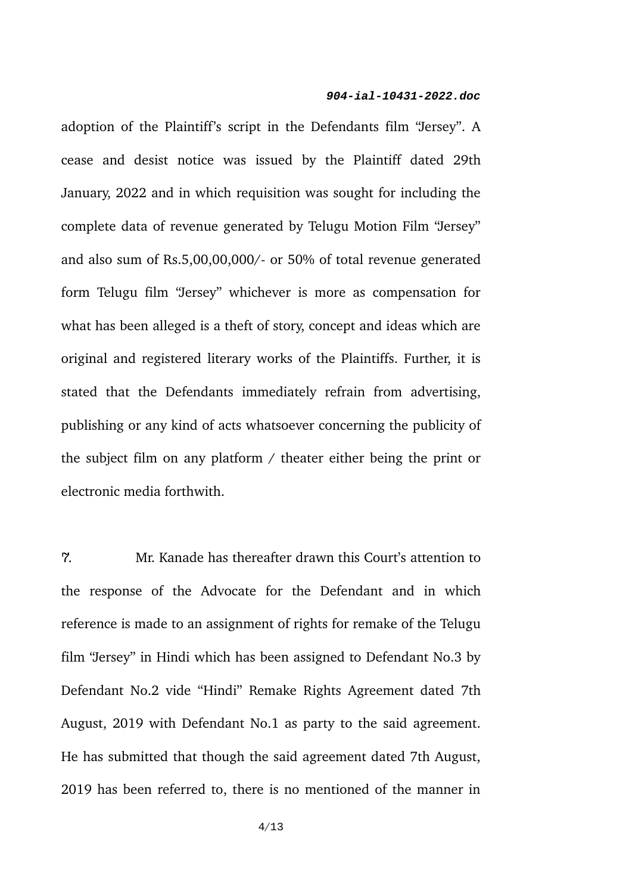adoption of the Plaintiff's script in the Defendants film "Jersey". A cease and desist notice was issued by the Plaintiff dated 29th January, 2022 and in which requisition was sought for including the complete data of revenue generated by Telugu Motion Film "Jersey" and also sum of Rs.5,00,00,000/- or 50% of total revenue generated form Telugu film "Jersey" whichever is more as compensation for what has been alleged is a theft of story, concept and ideas which are original and registered literary works of the Plaintiffs. Further, it is stated that the Defendants immediately refrain from advertising, publishing or any kind of acts whatsoever concerning the publicity of the subject film on any platform / theater either being the print or electronic media forthwith.

7. Mr. Kanade has thereafter drawn this Court's attention to the response of the Advocate for the Defendant and in which reference is made to an assignment of rights for remake of the Telugu film "Jersey" in Hindi which has been assigned to Defendant No.3 by Defendant No.2 vide "Hindi" Remake Rights Agreement dated 7th August, 2019 with Defendant No.1 as party to the said agreement. He has submitted that though the said agreement dated 7th August, 2019 has been referred to, there is no mentioned of the manner in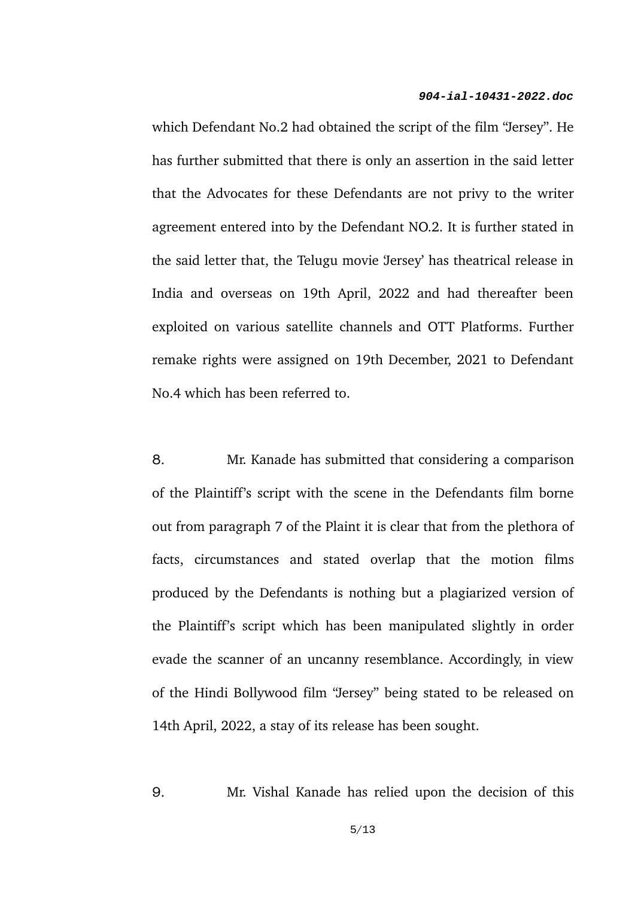which Defendant No.2 had obtained the script of the film "Jersey". He has further submitted that there is only an assertion in the said letter that the Advocates for these Defendants are not privy to the writer agreement entered into by the Defendant NO.2. It is further stated in the said letter that, the Telugu movie 'Jersey' has theatrical release in India and overseas on 19th April, 2022 and had thereafter been exploited on various satellite channels and OTT Platforms. Further remake rights were assigned on 19th December, 2021 to Defendant No.4 which has been referred to.

8. Mr. Kanade has submitted that considering a comparison of the Plaintiff's script with the scene in the Defendants film borne out from paragraph 7 of the Plaint it is clear that from the plethora of facts, circumstances and stated overlap that the motion films produced by the Defendants is nothing but a plagiarized version of the Plaintiff's script which has been manipulated slightly in order evade the scanner of an uncanny resemblance. Accordingly, in view of the Hindi Bollywood film "Jersey" being stated to be released on 14th April, 2022, a stay of its release has been sought.

9. Mr. Vishal Kanade has relied upon the decision of this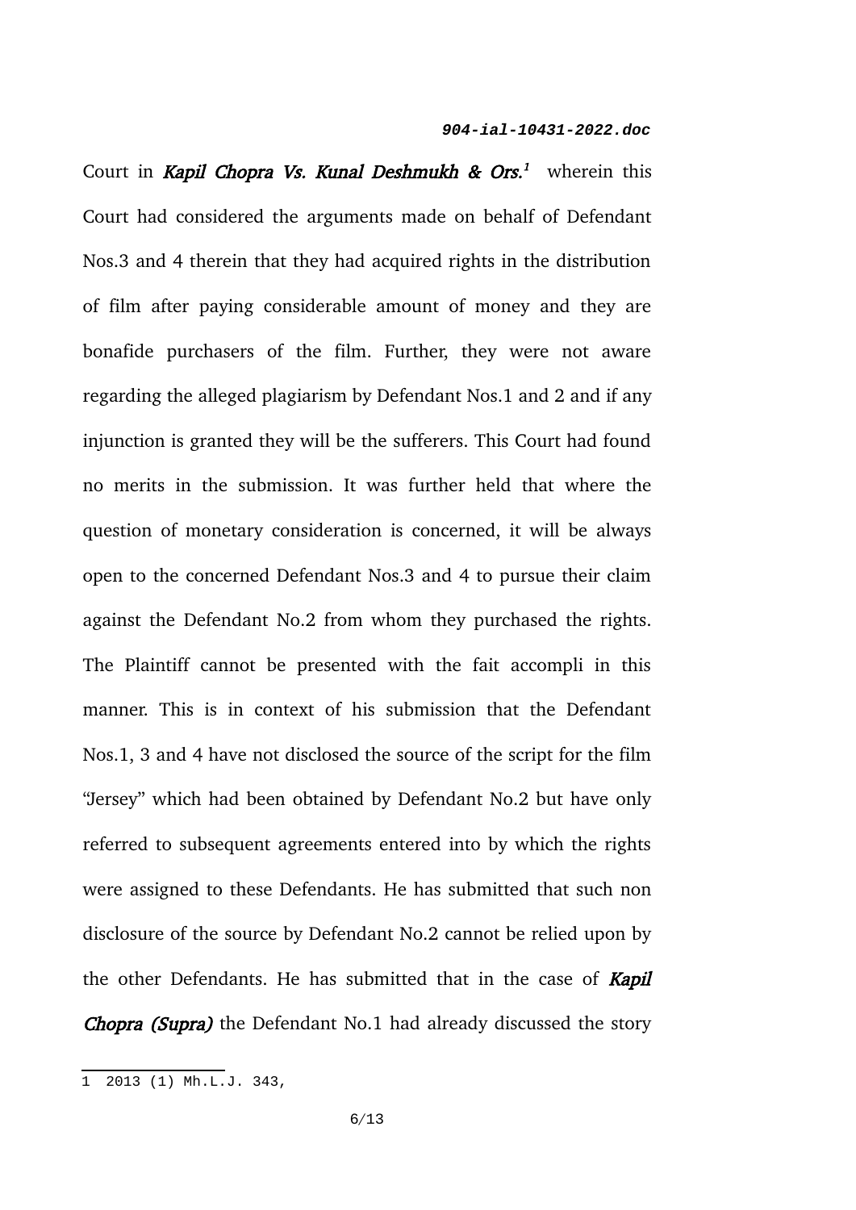Court in ***Kapil Chopra Vs. Kunal Deshmukh & Ors.***[1] wherein this Court had considered the arguments made on behalf of Defendant Nos.3 and 4 therein that they had acquired rights in the distribution of film after paying considerable amount of money and they are bonafide purchasers of the film. Further, they were not aware regarding the alleged plagiarism by Defendant Nos.1 and 2 and if any injunction is granted they will be the sufferers. This Court had found no merits in the submission. It was further held that where the question of monetary consideration is concerned, it will be always open to the concerned Defendant Nos.3 and 4 to pursue their claim against the Defendant No.2 from whom they purchased the rights. The Plaintiff cannot be presented with the fait accompli in this manner. This is in context of his submission that the Defendant Nos.1, 3 and 4 have not disclosed the source of the script for the film "Jersey" which had been obtained by Defendant No.2 but have only referred to subsequent agreements entered into by which the rights were assigned to these Defendants. He has submitted that such non disclosure of the source by Defendant No.2 cannot be relied upon by the other Defendants. He has submitted that in the case of ***Kapil Chopra (Supra)*** the Defendant No.1 had already discussed the story

---

1 2013 (1) Mh.L.J. 343,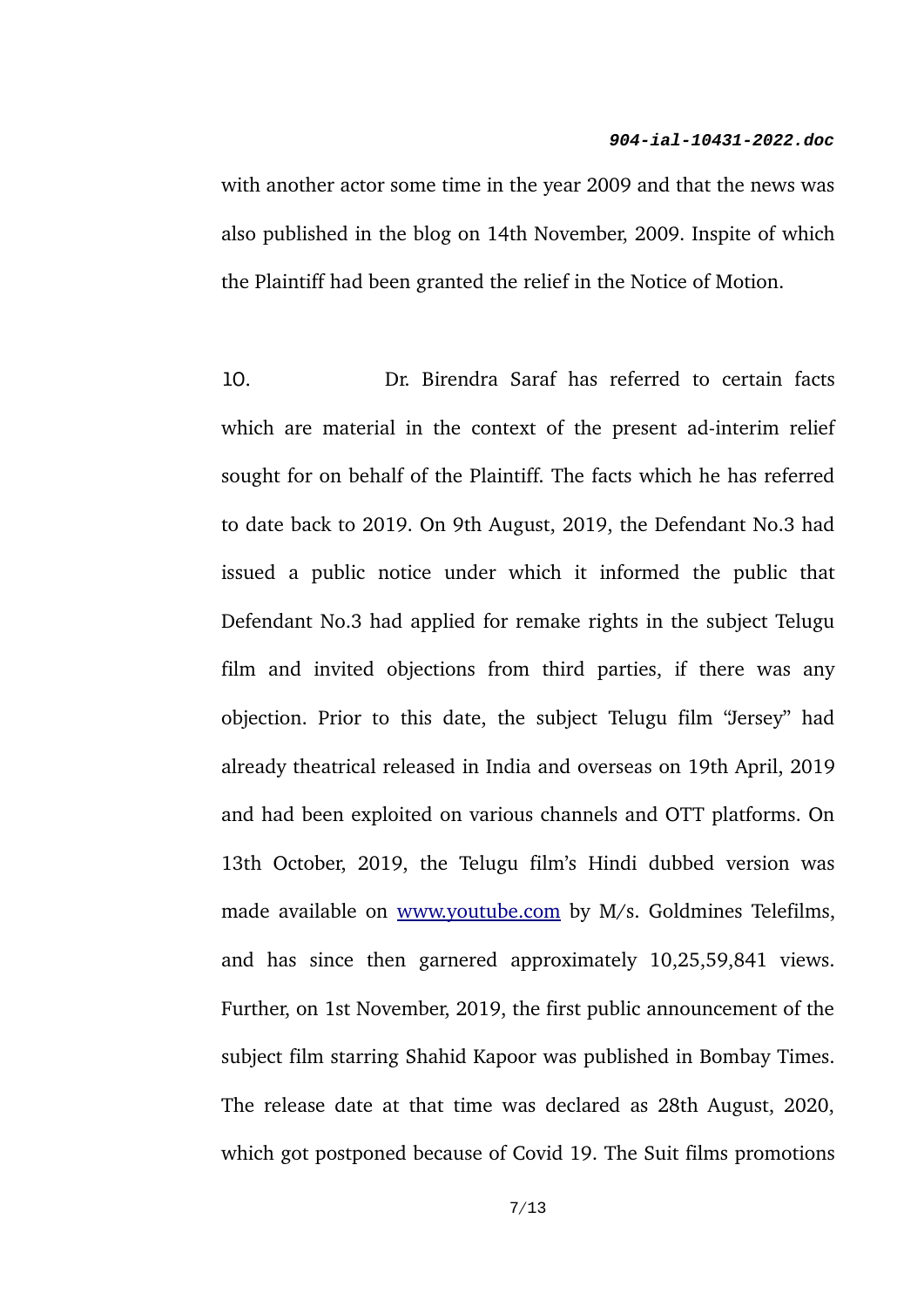with another actor some time in the year 2009 and that the news was also published in the blog on 14th November, 2009. Inspite of which the Plaintiff had been granted the relief in the Notice of Motion.

10. Dr. Birendra Saraf has referred to certain facts which are material in the context of the present ad-interim relief sought for on behalf of the Plaintiff. The facts which he has referred to date back to 2019. On 9th August, 2019, the Defendant No.3 had issued a public notice under which it informed the public that Defendant No.3 had applied for remake rights in the subject Telugu film and invited objections from third parties, if there was any objection. Prior to this date, the subject Telugu film "Jersey" had already theatrical released in India and overseas on 19th April, 2019 and had been exploited on various channels and OTT platforms. On 13th October, 2019, the Telugu film's Hindi dubbed version was made available on [www.youtube.com](www.youtube.com) by M/s. Goldmines Telefilms, and has since then garnered approximately 10,25,59,841 views. Further, on 1st November, 2019, the first public announcement of the subject film starring Shahid Kapoor was published in Bombay Times. The release date at that time was declared as 28th August, 2020, which got postponed because of Covid 19. The Suit films promotions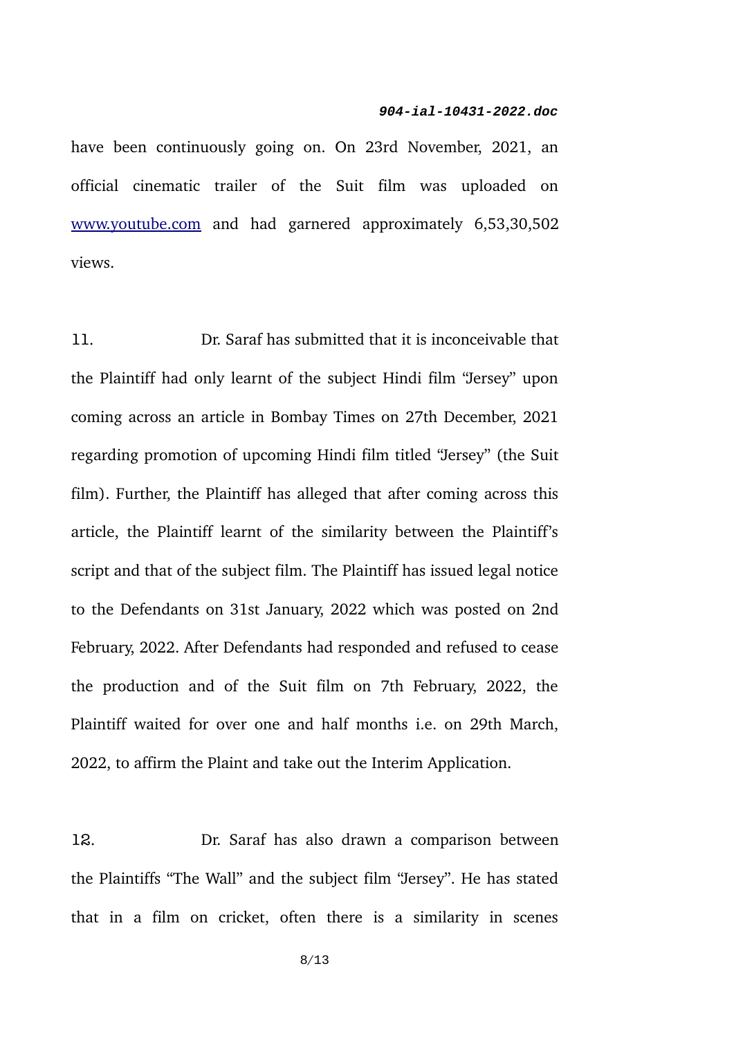have been continuously going on. On 23rd November, 2021, an official cinematic trailer of the Suit film was uploaded on www.youtube.com and had garnered approximately 6,53,30,502 views.

11. Dr. Saraf has submitted that it is inconceivable that the Plaintiff had only learnt of the subject Hindi film "Jersey" upon coming across an article in Bombay Times on 27th December, 2021 regarding promotion of upcoming Hindi film titled "Jersey" (the Suit film). Further, the Plaintiff has alleged that after coming across this article, the Plaintiff learnt of the similarity between the Plaintiff's script and that of the subject film. The Plaintiff has issued legal notice to the Defendants on 31st January, 2022 which was posted on 2nd February, 2022. After Defendants had responded and refused to cease the production and of the Suit film on 7th February, 2022, the Plaintiff waited for over one and half months i.e. on 29th March, 2022, to affirm the Plaint and take out the Interim Application.

12. Dr. Saraf has also drawn a comparison between the Plaintiffs "The Wall" and the subject film "Jersey". He has stated that in a film on cricket, often there is a similarity in scenes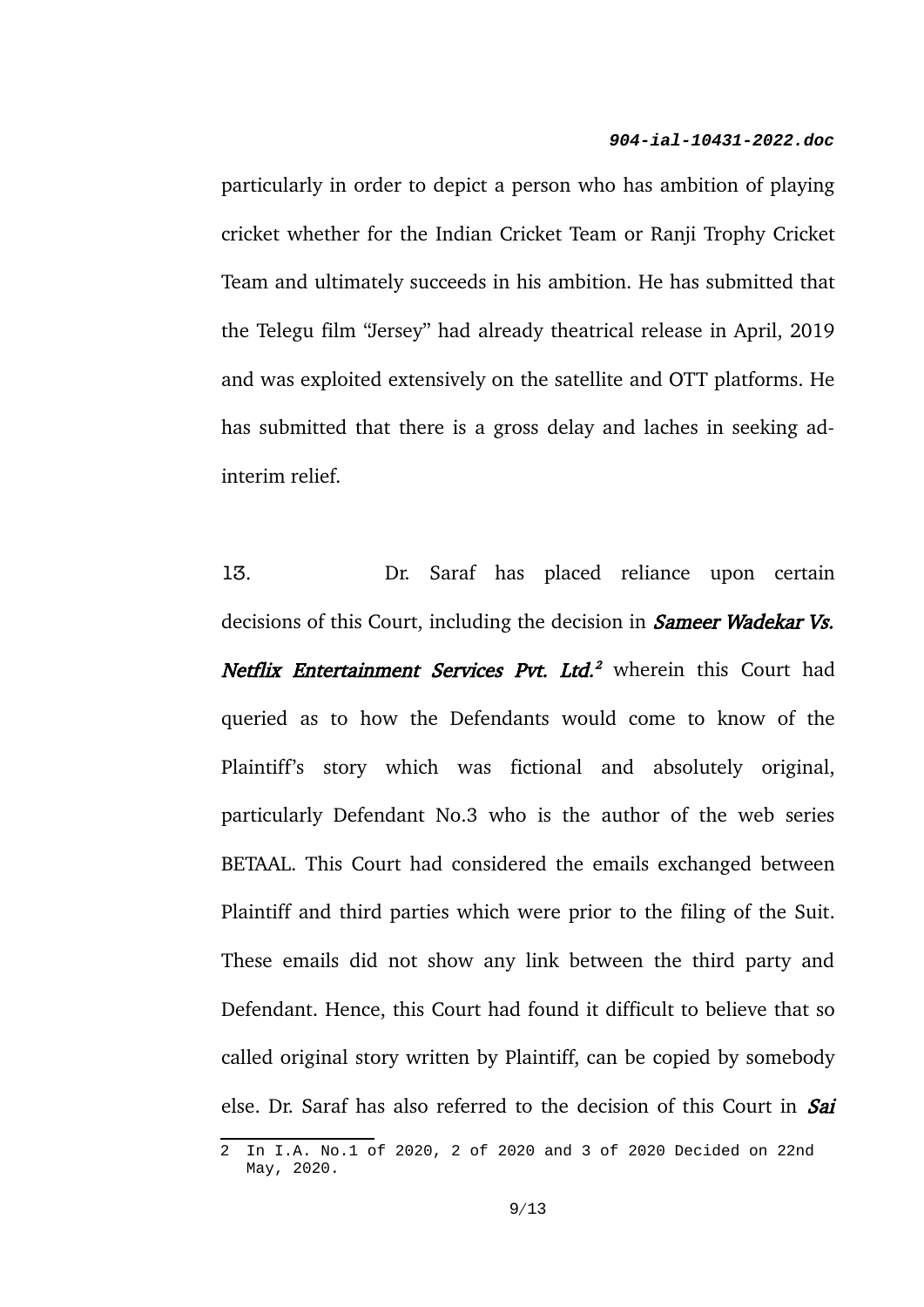particularly in order to depict a person who has ambition of playing cricket whether for the Indian Cricket Team or Ranji Trophy Cricket Team and ultimately succeeds in his ambition. He has submitted that the Telegu film "Jersey" had already theatrical release in April, 2019 and was exploited extensively on the satellite and OTT platforms. He has submitted that there is a gross delay and laches in seeking ad-interim relief.

13. Dr. Saraf has placed reliance upon certain decisions of this Court, including the decision in ***Sameer Wadekar Vs. Netflix Entertainment Services Pvt. Ltd.***[2] wherein this Court had queried as to how the Defendants would come to know of the Plaintiff's story which was fictional and absolutely original, particularly Defendant No.3 who is the author of the web series BETAAL. This Court had considered the emails exchanged between Plaintiff and third parties which were prior to the filing of the Suit. These emails did not show any link between the third party and Defendant. Hence, this Court had found it difficult to believe that so called original story written by Plaintiff, can be copied by somebody else. Dr. Saraf has also referred to the decision of this Court in ***Sai***

2 In I.A. No.1 of 2020, 2 of 2020 and 3 of 2020 Decided on 22nd May, 2020.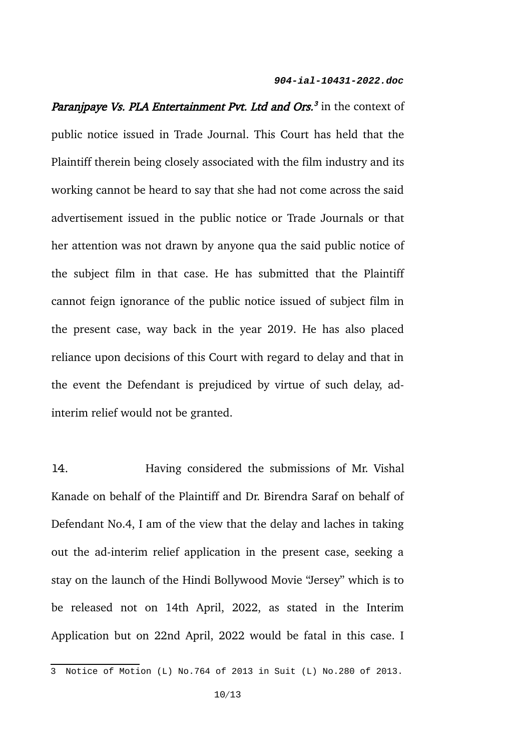*Paranjpaye Vs. PLA Entertainment Pvt. Ltd and Ors.*[3] in the context of public notice issued in Trade Journal. This Court has held that the Plaintiff therein being closely associated with the film industry and its working cannot be heard to say that she had not come across the said advertisement issued in the public notice or Trade Journals or that her attention was not drawn by anyone qua the said public notice of the subject film in that case. He has submitted that the Plaintiff cannot feign ignorance of the public notice issued of subject film in the present case, way back in the year 2019. He has also placed reliance upon decisions of this Court with regard to delay and that in the event the Defendant is prejudiced by virtue of such delay, ad-interim relief would not be granted.

14. Having considered the submissions of Mr. Vishal Kanade on behalf of the Plaintiff and Dr. Birendra Saraf on behalf of Defendant No.4, I am of the view that the delay and laches in taking out the ad-interim relief application in the present case, seeking a stay on the launch of the Hindi Bollywood Movie "Jersey" which is to be released not on 14th April, 2022, as stated in the Interim Application but on 22nd April, 2022 would be fatal in this case. I

---

3 Notice of Motion (L) No.764 of 2013 in Suit (L) No.280 of 2013.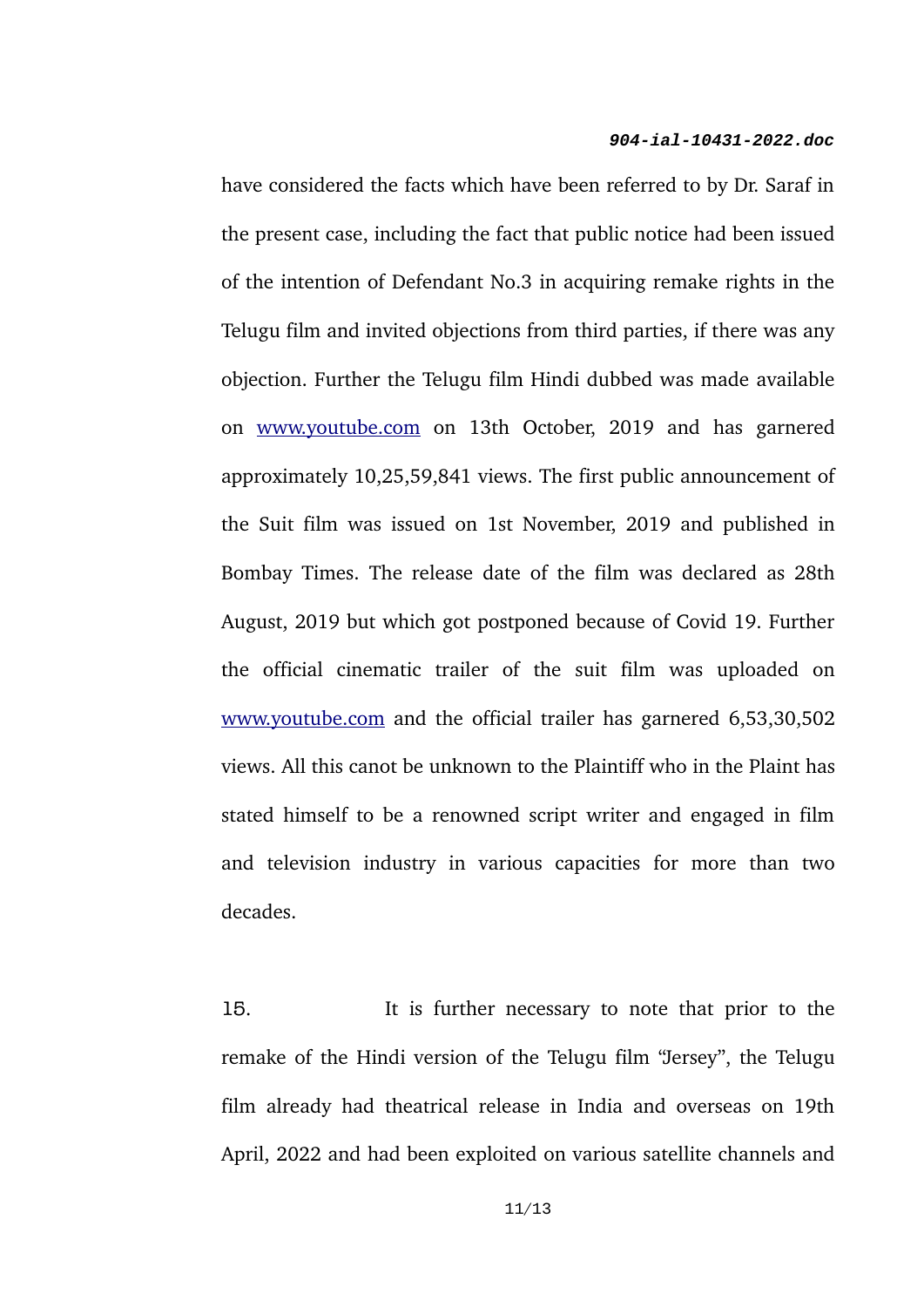have considered the facts which have been referred to by Dr. Saraf in the present case, including the fact that public notice had been issued of the intention of Defendant No.3 in acquiring remake rights in the Telugu film and invited objections from third parties, if there was any objection. Further the Telugu film Hindi dubbed was made available on www.youtube.com on 13th October, 2019 and has garnered approximately 10,25,59,841 views. The first public announcement of the Suit film was issued on 1st November, 2019 and published in Bombay Times. The release date of the film was declared as 28th August, 2019 but which got postponed because of Covid 19. Further the official cinematic trailer of the suit film was uploaded on www.youtube.com and the official trailer has garnered 6,53,30,502 views. All this canot be unknown to the Plaintiff who in the Plaint has stated himself to be a renowned script writer and engaged in film and television industry in various capacities for more than two decades.

15. It is further necessary to note that prior to the remake of the Hindi version of the Telugu film "Jersey", the Telugu film already had theatrical release in India and overseas on 19th April, 2022 and had been exploited on various satellite channels and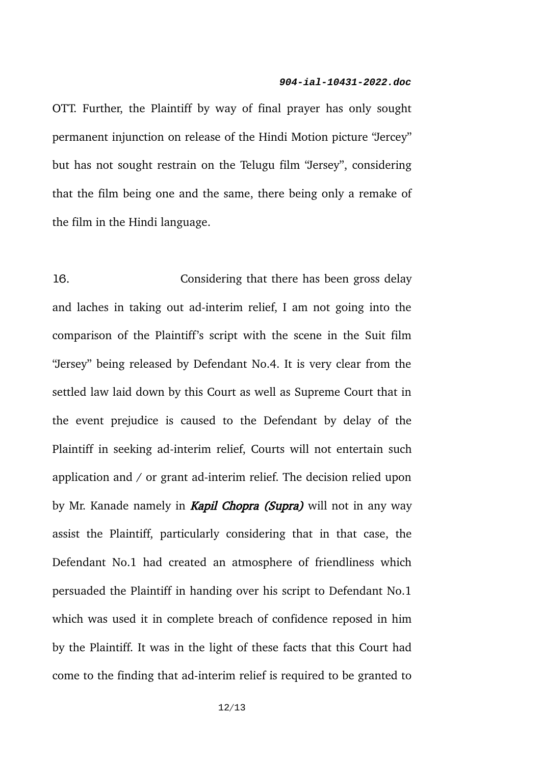OTT. Further, the Plaintiff by way of final prayer has only sought permanent injunction on release of the Hindi Motion picture "Jercey" but has not sought restrain on the Telugu film "Jersey", considering that the film being one and the same, there being only a remake of the film in the Hindi language.

16. Considering that there has been gross delay and laches in taking out ad-interim relief, I am not going into the comparison of the Plaintiff's script with the scene in the Suit film "Jersey" being released by Defendant No.4. It is very clear from the settled law laid down by this Court as well as Supreme Court that in the event prejudice is caused to the Defendant by delay of the Plaintiff in seeking ad-interim relief, Courts will not entertain such application and / or grant ad-interim relief. The decision relied upon by Mr. Kanade namely in ***Kapil Chopra (Supra)*** will not in any way assist the Plaintiff, particularly considering that in that case, the Defendant No.1 had created an atmosphere of friendliness which persuaded the Plaintiff in handing over his script to Defendant No.1 which was used it in complete breach of confidence reposed in him by the Plaintiff. It was in the light of these facts that this Court had come to the finding that ad-interim relief is required to be granted to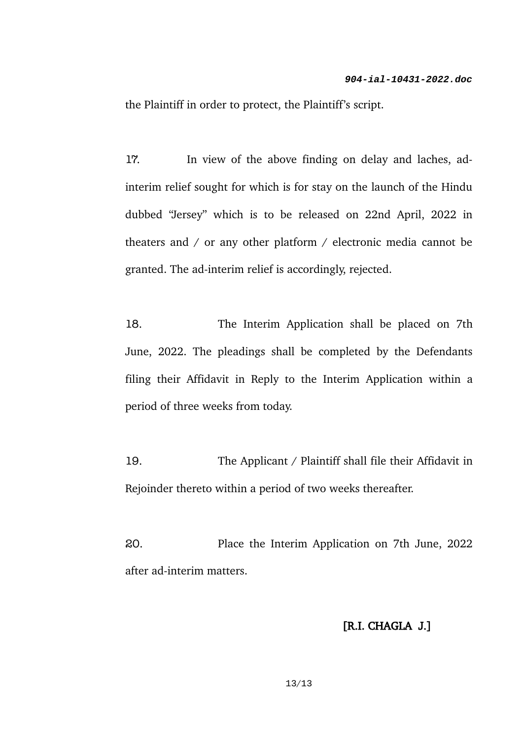the Plaintiff in order to protect, the Plaintiff's script.

17. In view of the above finding on delay and laches, ad-interim relief sought for which is for stay on the launch of the Hindu dubbed "Jersey" which is to be released on 22nd April, 2022 in theaters and / or any other platform / electronic media cannot be granted. The ad-interim relief is accordingly, rejected.

18. The Interim Application shall be placed on 7th June, 2022. The pleadings shall be completed by the Defendants filing their Affidavit in Reply to the Interim Application within a period of three weeks from today.

19. The Applicant / Plaintiff shall file their Affidavit in Rejoinder thereto within a period of two weeks thereafter.

20. Place the Interim Application on 7th June, 2022 after ad-interim matters.

[R.I. CHAGLA J.]